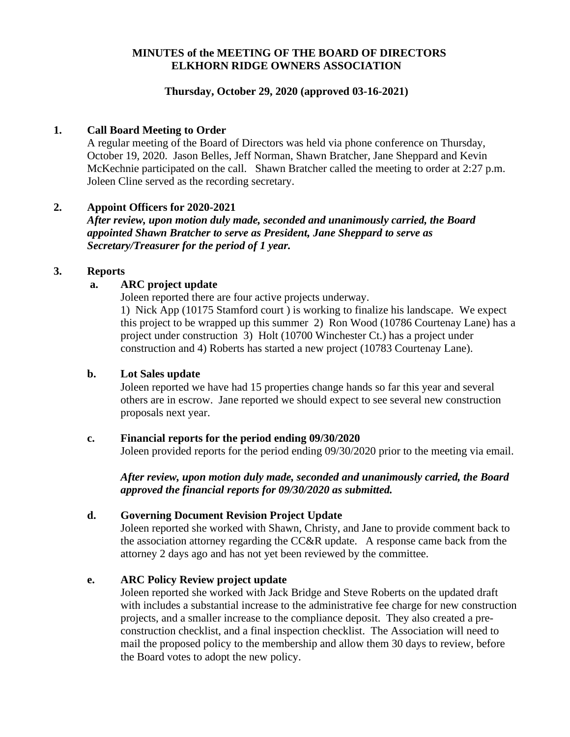**MINUTES of the MEETING OF THE BOARD OF DIRECTORS**
**ELKHORN RIDGE OWNERS ASSOCIATION**

**Thursday, October 29, 2020 (approved 03-16-2021)**

**1. Call Board Meeting to Order**

A regular meeting of the Board of Directors was held via phone conference on Thursday, October 19, 2020. Jason Belles, Jeff Norman, Shawn Bratcher, Jane Sheppard and Kevin McKechnie participated on the call. Shawn Bratcher called the meeting to order at 2:27 p.m. Joleen Cline served as the recording secretary.

**2. Appoint Officers for 2020-2021**

***After review, upon motion duly made, seconded and unanimously carried, the Board appointed Shawn Bratcher to serve as President, Jane Sheppard to serve as Secretary/Treasurer for the period of 1 year.***

**3. Reports**

**a. ARC project update**

Joleen reported there are four active projects underway.
1) Nick App (10175 Stamford court ) is working to finalize his landscape. We expect this project to be wrapped up this summer 2) Ron Wood (10786 Courtenay Lane) has a project under construction 3) Holt (10700 Winchester Ct.) has a project under construction and 4) Roberts has started a new project (10783 Courtenay Lane).

**b. Lot Sales update**

Joleen reported we have had 15 properties change hands so far this year and several others are in escrow. Jane reported we should expect to see several new construction proposals next year.

**c. Financial reports for the period ending 09/30/2020**

Joleen provided reports for the period ending 09/30/2020 prior to the meeting via email.

***After review, upon motion duly made, seconded and unanimously carried, the Board approved the financial reports for 09/30/2020 as submitted.***

**d. Governing Document Revision Project Update**

Joleen reported she worked with Shawn, Christy, and Jane to provide comment back to the association attorney regarding the CC&R update. A response came back from the attorney 2 days ago and has not yet been reviewed by the committee.

**e. ARC Policy Review project update**

Joleen reported she worked with Jack Bridge and Steve Roberts on the updated draft with includes a substantial increase to the administrative fee charge for new construction projects, and a smaller increase to the compliance deposit. They also created a pre-construction checklist, and a final inspection checklist. The Association will need to mail the proposed policy to the membership and allow them 30 days to review, before the Board votes to adopt the new policy.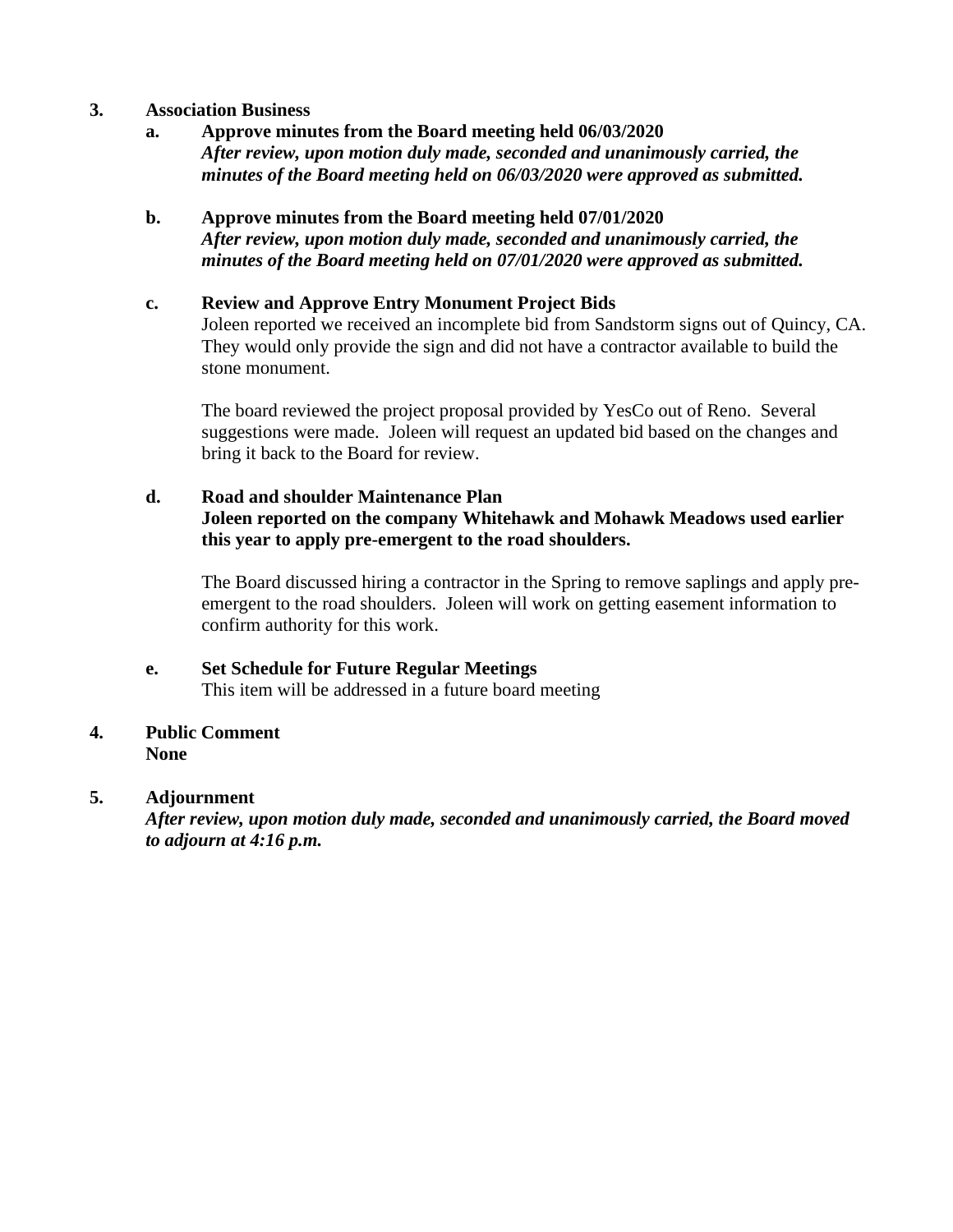**3. Association Business**

**a. Approve minutes from the Board meeting held 06/03/2020**
***After review, upon motion duly made, seconded and unanimously carried, the minutes of the Board meeting held on 06/03/2020 were approved as submitted.***

**b. Approve minutes from the Board meeting held 07/01/2020**
***After review, upon motion duly made, seconded and unanimously carried, the minutes of the Board meeting held on 07/01/2020 were approved as submitted.***

**c. Review and Approve Entry Monument Project Bids**
Joleen reported we received an incomplete bid from Sandstorm signs out of Quincy, CA. They would only provide the sign and did not have a contractor available to build the stone monument.

The board reviewed the project proposal provided by YesCo out of Reno. Several suggestions were made. Joleen will request an updated bid based on the changes and bring it back to the Board for review.

**d. Road and shoulder Maintenance Plan**
**Joleen reported on the company Whitehawk and Mohawk Meadows used earlier this year to apply pre-emergent to the road shoulders.**

The Board discussed hiring a contractor in the Spring to remove saplings and apply pre-emergent to the road shoulders. Joleen will work on getting easement information to confirm authority for this work.

**e. Set Schedule for Future Regular Meetings**
This item will be addressed in a future board meeting

**4. Public Comment**
**None**

**5. Adjournment**
***After review, upon motion duly made, seconded and unanimously carried, the Board moved to adjourn at 4:16 p.m.***